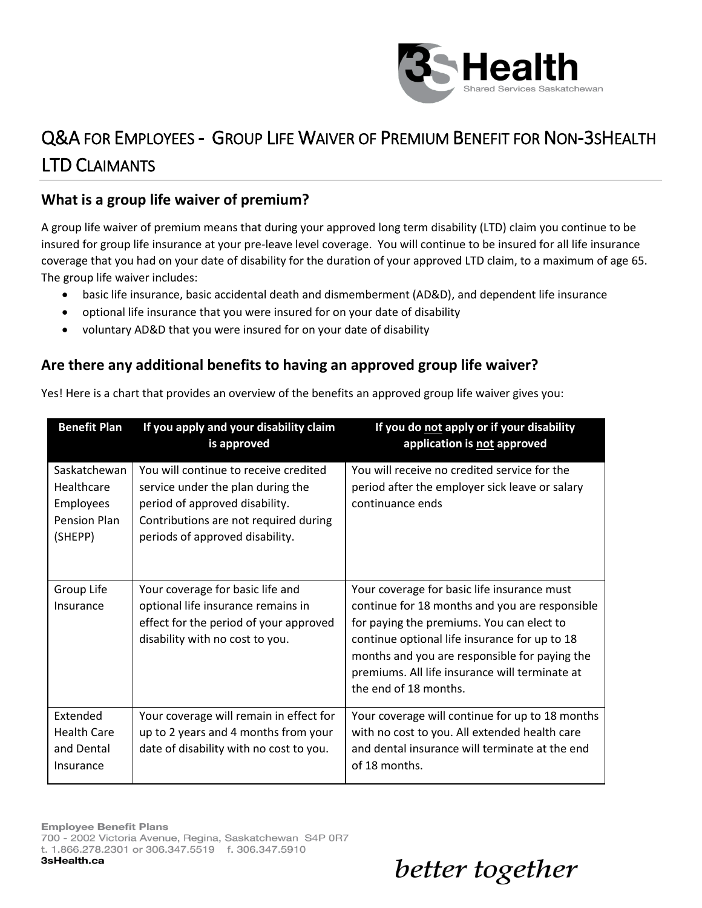# Q&A for Employees - Group Life Waiver of Premium Benefit for Non-3sHealth LTD Claimants

## What is a group life waiver of premium?

A group life waiver of premium means that during your approved long term disability (LTD) claim you continue to be insured for group life insurance at your pre-leave level coverage. You will continue to be insured for all life insurance coverage that you had on your date of disability for the duration of your approved LTD claim, to a maximum of age 65. The group life waiver includes:

- basic life insurance, basic accidental death and dismemberment (AD&D), and dependent life insurance
- optional life insurance that you were insured for on your date of disability
- voluntary AD&D that you were insured for on your date of disability

## Are there any additional benefits to having an approved group life waiver?

Yes! Here is a chart that provides an overview of the benefits an approved group life waiver gives you:

| Benefit Plan | If you apply and your disability claim is approved | If you do not apply or if your disability application is not approved |
|---|---|---|
| Saskatchewan Healthcare Employees Pension Plan (SHEPP) | You will continue to receive credited service under the plan during the period of approved disability. Contributions are not required during periods of approved disability. | You will receive no credited service for the period after the employer sick leave or salary continuance ends |
| Group Life Insurance | Your coverage for basic life and optional life insurance remains in effect for the period of your approved disability with no cost to you. | Your coverage for basic life insurance must continue for 18 months and you are responsible for paying the premiums. You can elect to continue optional life insurance for up to 18 months and you are responsible for paying the premiums. All life insurance will terminate at the end of 18 months. |
| Extended Health Care and Dental Insurance | Your coverage will remain in effect for up to 2 years and 4 months from your date of disability with no cost to you. | Your coverage will continue for up to 18 months with no cost to you. All extended health care and dental insurance will terminate at the end of 18 months. |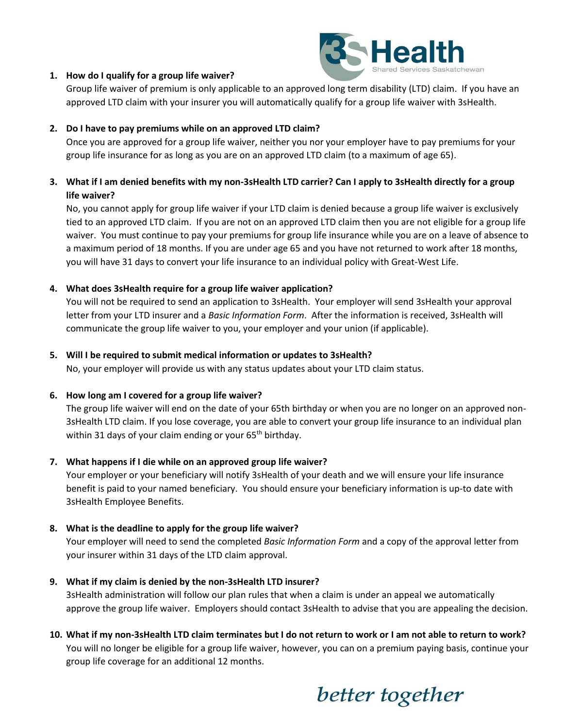1. **How do I qualify for a group life waiver?**
   Group life waiver of premium is only applicable to an approved long term disability (LTD) claim. If you have an approved LTD claim with your insurer you will automatically qualify for a group life waiver with 3sHealth.

2. **Do I have to pay premiums while on an approved LTD claim?**
   Once you are approved for a group life waiver, neither you nor your employer have to pay premiums for your group life insurance for as long as you are on an approved LTD claim (to a maximum of age 65).

3. **What if I am denied benefits with my non-3sHealth LTD carrier? Can I apply to 3sHealth directly for a group life waiver?**
   No, you cannot apply for group life waiver if your LTD claim is denied because a group life waiver is exclusively tied to an approved LTD claim. If you are not on an approved LTD claim then you are not eligible for a group life waiver. You must continue to pay your premiums for group life insurance while you are on a leave of absence to a maximum period of 18 months. If you are under age 65 and you have not returned to work after 18 months, you will have 31 days to convert your life insurance to an individual policy with Great-West Life.

4. **What does 3sHealth require for a group life waiver application?**
   You will not be required to send an application to 3sHealth. Your employer will send 3sHealth your approval letter from your LTD insurer and a *Basic Information Form*. After the information is received, 3sHealth will communicate the group life waiver to you, your employer and your union (if applicable).

5. **Will I be required to submit medical information or updates to 3sHealth?**
   No, your employer will provide us with any status updates about your LTD claim status.

6. **How long am I covered for a group life waiver?**
   The group life waiver will end on the date of your 65th birthday or when you are no longer on an approved non-3sHealth LTD claim. If you lose coverage, you are able to convert your group life insurance to an individual plan within 31 days of your claim ending or your 65th birthday.

7. **What happens if I die while on an approved group life waiver?**
   Your employer or your beneficiary will notify 3sHealth of your death and we will ensure your life insurance benefit is paid to your named beneficiary. You should ensure your beneficiary information is up-to date with 3sHealth Employee Benefits.

8. **What is the deadline to apply for the group life waiver?**
   Your employer will need to send the completed *Basic Information Form* and a copy of the approval letter from your insurer within 31 days of the LTD claim approval.

9. **What if my claim is denied by the non-3sHealth LTD insurer?**
   3sHealth administration will follow our plan rules that when a claim is under an appeal we automatically approve the group life waiver. Employers should contact 3sHealth to advise that you are appealing the decision.

10. **What if my non-3sHealth LTD claim terminates but I do not return to work or I am not able to return to work?**
    You will no longer be eligible for a group life waiver, however, you can on a premium paying basis, continue your group life coverage for an additional 12 months.